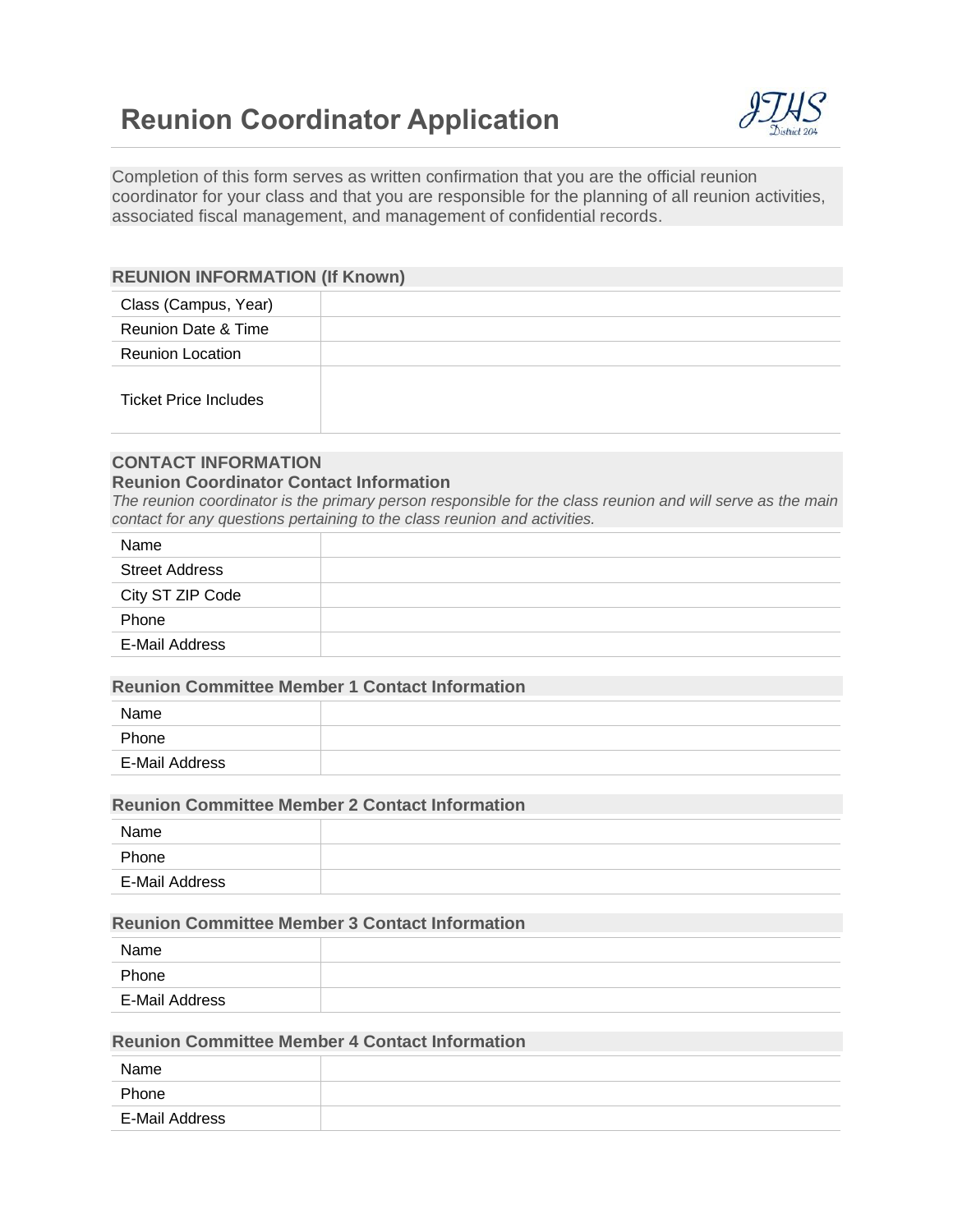# Reunion Coordinator Application

JTHS District 204

Completion of this form serves as written confirmation that you are the official reunion coordinator for your class and that you are responsible for the planning of all reunion activities, associated fiscal management, and management of confidential records.

## REUNION INFORMATION (If Known)

| | |
|---|---|
| Class (Campus, Year) | |
| Reunion Date & Time | |
| Reunion Location | |
| Ticket Price Includes | |

## CONTACT INFORMATION

### Reunion Coordinator Contact Information

*The reunion coordinator is the primary person responsible for the class reunion and will serve as the main contact for any questions pertaining to the class reunion and activities.*

| | |
|---|---|
| Name | |
| Street Address | |
| City ST ZIP Code | |
| Phone | |
| E-Mail Address | |

### Reunion Committee Member 1 Contact Information

| | |
|---|---|
| Name | |
| Phone | |
| E-Mail Address | |

### Reunion Committee Member 2 Contact Information

| | |
|---|---|
| Name | |
| Phone | |
| E-Mail Address | |

### Reunion Committee Member 3 Contact Information

| | |
|---|---|
| Name | |
| Phone | |
| E-Mail Address | |

### Reunion Committee Member 4 Contact Information

| | |
|---|---|
| Name | |
| Phone | |
| E-Mail Address | |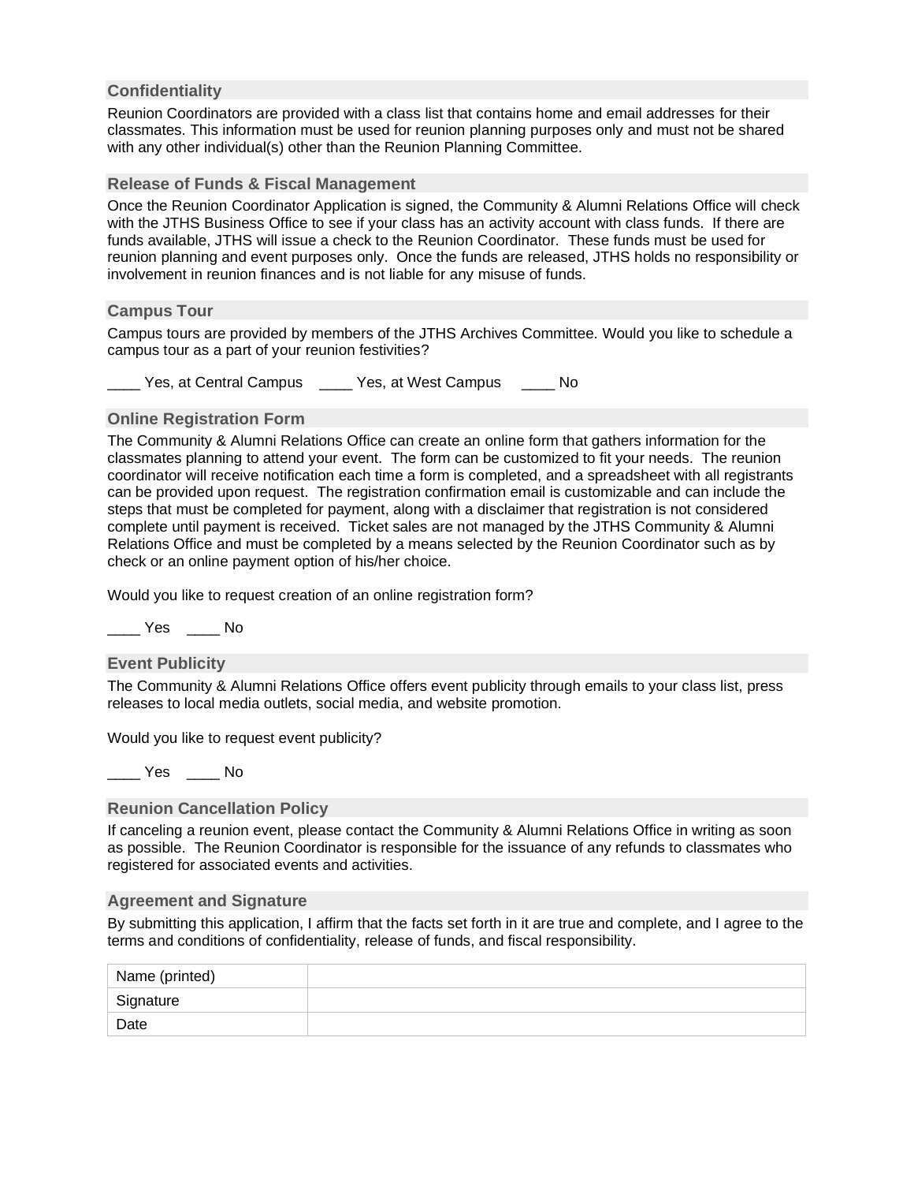## Confidentiality

Reunion Coordinators are provided with a class list that contains home and email addresses for their classmates. This information must be used for reunion planning purposes only and must not be shared with any other individual(s) other than the Reunion Planning Committee.

## Release of Funds & Fiscal Management

Once the Reunion Coordinator Application is signed, the Community & Alumni Relations Office will check with the JTHS Business Office to see if your class has an activity account with class funds. If there are funds available, JTHS will issue a check to the Reunion Coordinator. These funds must be used for reunion planning and event purposes only. Once the funds are released, JTHS holds no responsibility or involvement in reunion finances and is not liable for any misuse of funds.

## Campus Tour

Campus tours are provided by members of the JTHS Archives Committee. Would you like to schedule a campus tour as a part of your reunion festivities?

____ Yes, at Central Campus ____ Yes, at West Campus ____ No

## Online Registration Form

The Community & Alumni Relations Office can create an online form that gathers information for the classmates planning to attend your event. The form can be customized to fit your needs. The reunion coordinator will receive notification each time a form is completed, and a spreadsheet with all registrants can be provided upon request. The registration confirmation email is customizable and can include the steps that must be completed for payment, along with a disclaimer that registration is not considered complete until payment is received. Ticket sales are not managed by the JTHS Community & Alumni Relations Office and must be completed by a means selected by the Reunion Coordinator such as by check or an online payment option of his/her choice.

Would you like to request creation of an online registration form?

____ Yes ____ No

## Event Publicity

The Community & Alumni Relations Office offers event publicity through emails to your class list, press releases to local media outlets, social media, and website promotion.

Would you like to request event publicity?

____ Yes ____ No

## Reunion Cancellation Policy

If canceling a reunion event, please contact the Community & Alumni Relations Office in writing as soon as possible. The Reunion Coordinator is responsible for the issuance of any refunds to classmates who registered for associated events and activities.

## Agreement and Signature

By submitting this application, I affirm that the facts set forth in it are true and complete, and I agree to the terms and conditions of confidentiality, release of funds, and fiscal responsibility.

| | |
|---|---|
| Name (printed) | |
| Signature | |
| Date | |